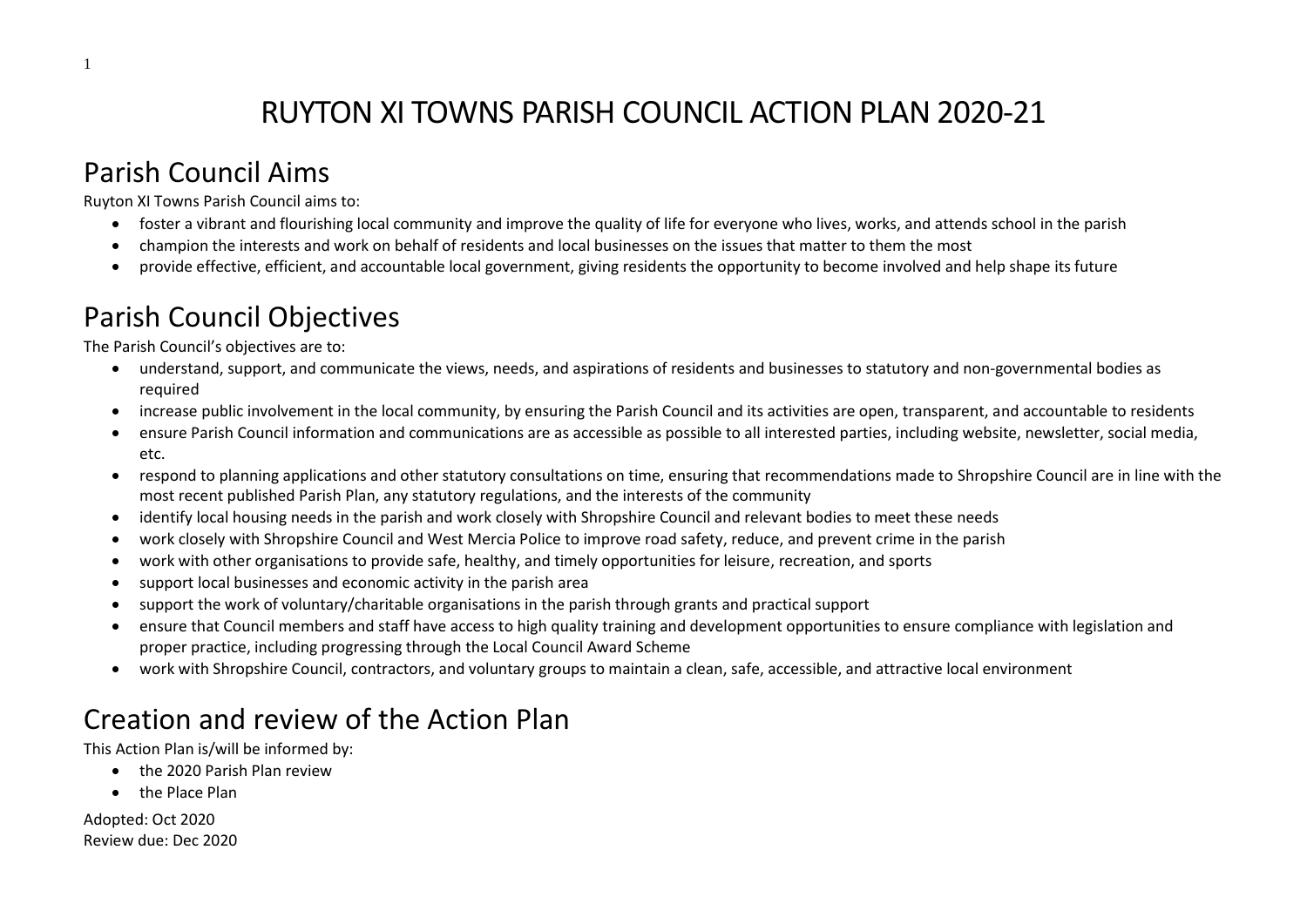# RUYTON XI TOWNS PARISH COUNCIL ACTION PLAN 2020-21

## Parish Council Aims

Ruyton XI Towns Parish Council aims to:

- foster a vibrant and flourishing local community and improve the quality of life for everyone who lives, works, and attends school in the parish
- champion the interests and work on behalf of residents and local businesses on the issues that matter to them the most
- provide effective, efficient, and accountable local government, giving residents the opportunity to become involved and help shape its future

## Parish Council Objectives

The Parish Council's objectives are to:

- understand, support, and communicate the views, needs, and aspirations of residents and businesses to statutory and non-governmental bodies as required
- increase public involvement in the local community, by ensuring the Parish Council and its activities are open, transparent, and accountable to residents
- ensure Parish Council information and communications are as accessible as possible to all interested parties, including website, newsletter, social media, etc.
- respond to planning applications and other statutory consultations on time, ensuring that recommendations made to Shropshire Council are in line with the most recent published Parish Plan, any statutory regulations, and the interests of the community
- identify local housing needs in the parish and work closely with Shropshire Council and relevant bodies to meet these needs
- work closely with Shropshire Council and West Mercia Police to improve road safety, reduce, and prevent crime in the parish
- work with other organisations to provide safe, healthy, and timely opportunities for leisure, recreation, and sports
- support local businesses and economic activity in the parish area
- support the work of voluntary/charitable organisations in the parish through grants and practical support
- ensure that Council members and staff have access to high quality training and development opportunities to ensure compliance with legislation and proper practice, including progressing through the Local Council Award Scheme
- work with Shropshire Council, contractors, and voluntary groups to maintain a clean, safe, accessible, and attractive local environment

## Creation and review of the Action Plan

This Action Plan is/will be informed by:

- the 2020 Parish Plan review
- the Place Plan

Adopted: Oct 2020
Review due: Dec 2020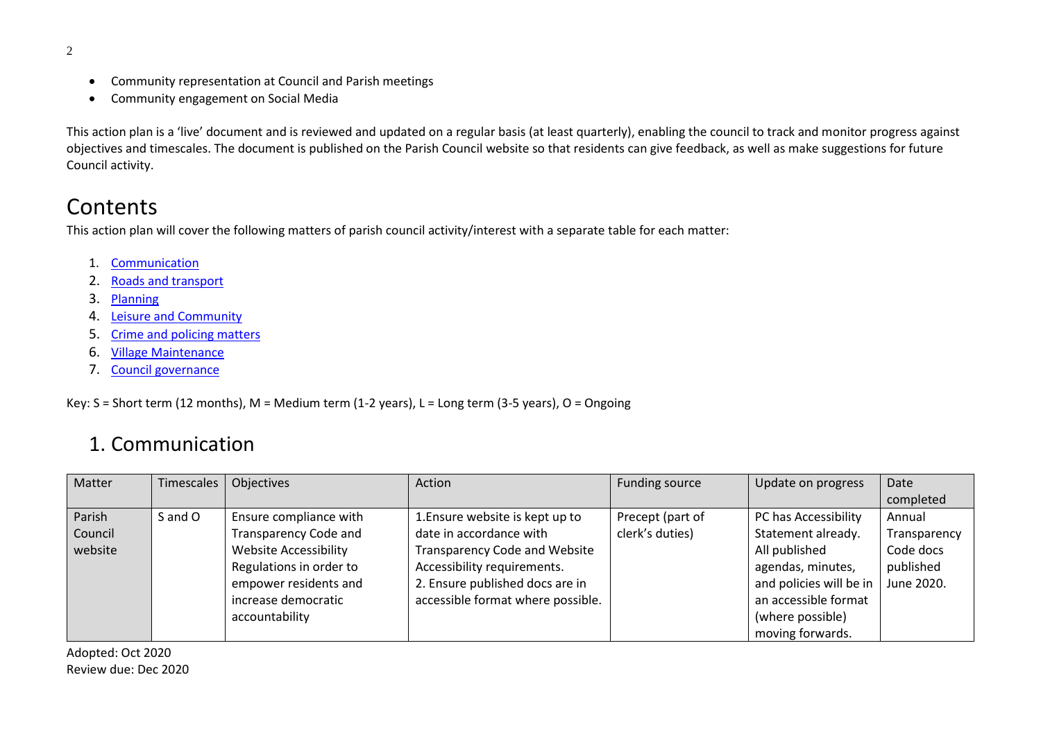- Community representation at Council and Parish meetings
- Community engagement on Social Media

This action plan is a 'live' document and is reviewed and updated on a regular basis (at least quarterly), enabling the council to track and monitor progress against objectives and timescales. The document is published on the Parish Council website so that residents can give feedback, as well as make suggestions for future Council activity.

# Contents

This action plan will cover the following matters of parish council activity/interest with a separate table for each matter:

1. Communication
2. Roads and transport
3. Planning
4. Leisure and Community
5. Crime and policing matters
6. Village Maintenance
7. Council governance

Key: S = Short term (12 months), M = Medium term (1-2 years), L = Long term (3-5 years), O = Ongoing

## 1. Communication

| Matter | Timescales | Objectives | Action | Funding source | Update on progress | Date completed |
|---|---|---|---|---|---|---|
| Parish Council website | S and O | Ensure compliance with Transparency Code and Website Accessibility Regulations in order to empower residents and increase democratic accountability | 1.Ensure website is kept up to date in accordance with Transparency Code and Website Accessibility requirements.<br>2. Ensure published docs are in accessible format where possible. | Precept (part of clerk's duties) | PC has Accessibility Statement already. All published agendas, minutes, and policies will be in an accessible format (where possible) moving forwards. | Annual Transparency Code docs published June 2020. |

Adopted: Oct 2020
Review due: Dec 2020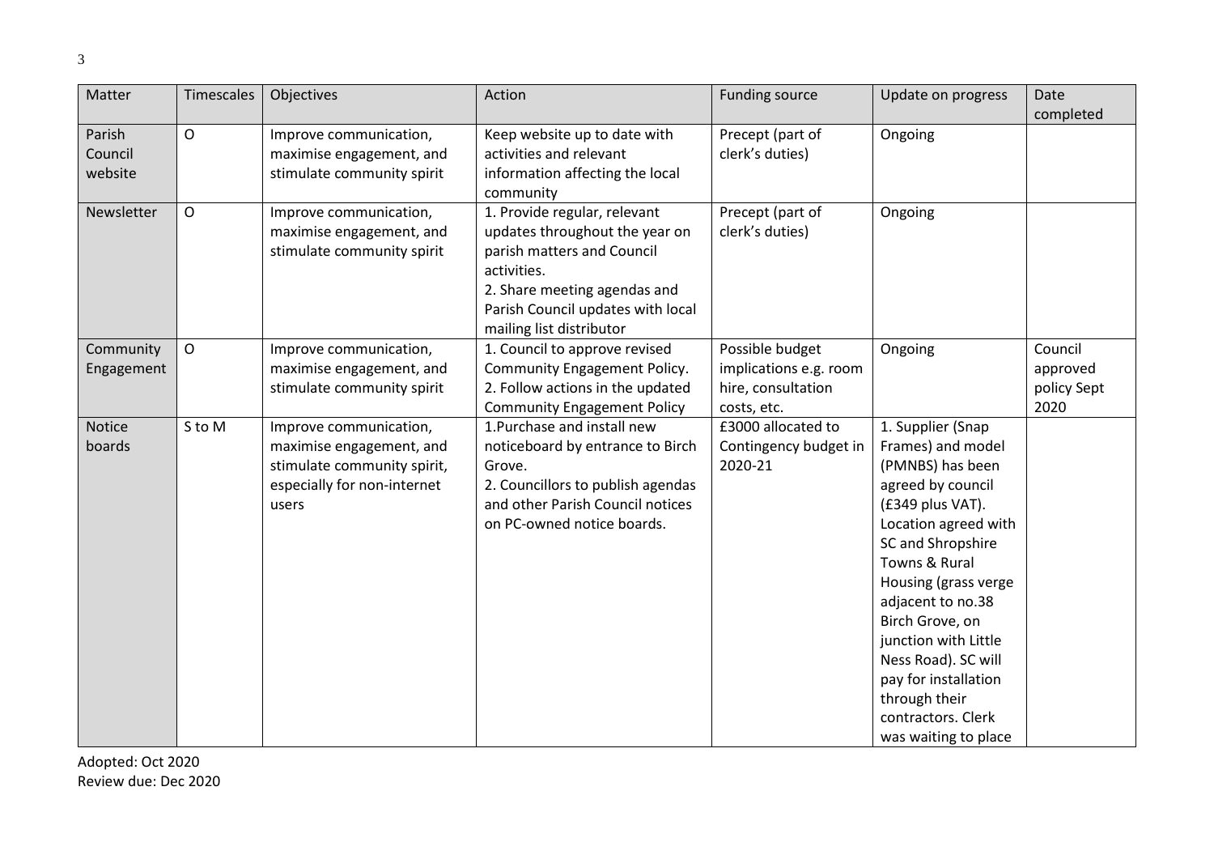| Matter | Timescales | Objectives | Action | Funding source | Update on progress | Date completed |
|---|---|---|---|---|---|---|
| Parish Council website | O | Improve communication, maximise engagement, and stimulate community spirit | Keep website up to date with activities and relevant information affecting the local community | Precept (part of clerk's duties) | Ongoing | |
| Newsletter | O | Improve communication, maximise engagement, and stimulate community spirit | 1. Provide regular, relevant updates throughout the year on parish matters and Council activities.<br>2. Share meeting agendas and Parish Council updates with local mailing list distributor | Precept (part of clerk's duties) | Ongoing | |
| Community Engagement | O | Improve communication, maximise engagement, and stimulate community spirit | 1. Council to approve revised Community Engagement Policy.<br>2. Follow actions in the updated Community Engagement Policy | Possible budget implications e.g. room hire, consultation costs, etc. | Ongoing | Council approved policy Sept 2020 |
| Notice boards | S to M | Improve communication, maximise engagement, and stimulate community spirit, especially for non-internet users | 1.Purchase and install new noticeboard by entrance to Birch Grove.<br>2. Councillors to publish agendas and other Parish Council notices on PC-owned notice boards. | £3000 allocated to Contingency budget in 2020-21 | 1. Supplier (Snap Frames) and model (PMNBS) has been agreed by council (£349 plus VAT). Location agreed with SC and Shropshire Towns & Rural Housing (grass verge adjacent to no.38 Birch Grove, on junction with Little Ness Road). SC will pay for installation through their contractors. Clerk was waiting to place | |

Adopted: Oct 2020
Review due: Dec 2020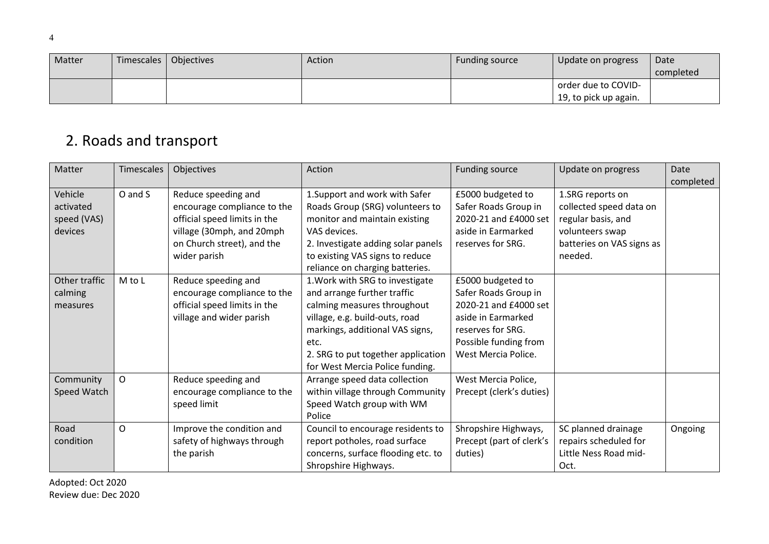| Matter | Timescales | Objectives | Action | Funding source | Update on progress | Date completed |
|---|---|---|---|---|---|---|
| | | | | | order due to COVID-19, to pick up again. | |

## 2. Roads and transport

| Matter | Timescales | Objectives | Action | Funding source | Update on progress | Date completed |
|---|---|---|---|---|---|---|
| Vehicle activated speed (VAS) devices | O and S | Reduce speeding and encourage compliance to the official speed limits in the village (30mph, and 20mph on Church street), and the wider parish | 1.Support and work with Safer Roads Group (SRG) volunteers to monitor and maintain existing VAS devices.<br>2. Investigate adding solar panels to existing VAS signs to reduce reliance on charging batteries. | £5000 budgeted to Safer Roads Group in 2020-21 and £4000 set aside in Earmarked reserves for SRG. | 1.SRG reports on collected speed data on regular basis, and volunteers swap batteries on VAS signs as needed. | |
| Other traffic calming measures | M to L | Reduce speeding and encourage compliance to the official speed limits in the village and wider parish | 1.Work with SRG to investigate and arrange further traffic calming measures throughout village, e.g. build-outs, road markings, additional VAS signs, etc.<br>2. SRG to put together application for West Mercia Police funding. | £5000 budgeted to Safer Roads Group in 2020-21 and £4000 set aside in Earmarked reserves for SRG. Possible funding from West Mercia Police. | | |
| Community Speed Watch | O | Reduce speeding and encourage compliance to the speed limit | Arrange speed data collection within village through Community Speed Watch group with WM Police | West Mercia Police, Precept (clerk's duties) | | |
| Road condition | O | Improve the condition and safety of highways through the parish | Council to encourage residents to report potholes, road surface concerns, surface flooding etc. to Shropshire Highways. | Shropshire Highways, Precept (part of clerk's duties) | SC planned drainage repairs scheduled for Little Ness Road mid-Oct. | Ongoing |

Adopted: Oct 2020
Review due: Dec 2020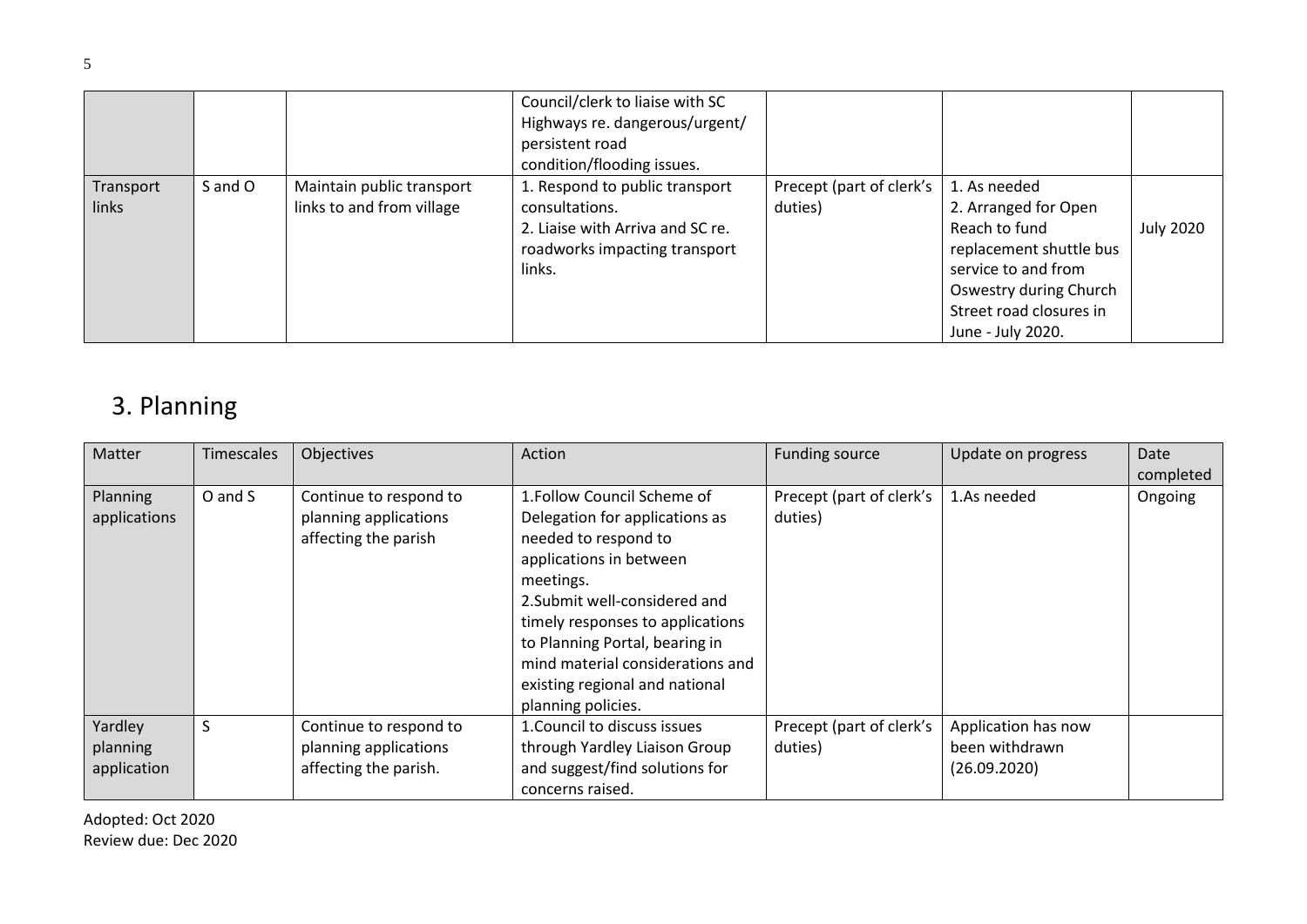| | | | Council/clerk to liaise with SC Highways re. dangerous/urgent/ persistent road condition/flooding issues. | | | |
|---|---|---|---|---|---|---|
| Transport links | S and O | Maintain public transport links to and from village | 1. Respond to public transport consultations. 2. Liaise with Arriva and SC re. roadworks impacting transport links. | Precept (part of clerk's duties) | 1. As needed 2. Arranged for Open Reach to fund replacement shuttle bus service to and from Oswestry during Church Street road closures in June - July 2020. | July 2020 |

# 3. Planning

| Matter | Timescales | Objectives | Action | Funding source | Update on progress | Date completed |
|---|---|---|---|---|---|---|
| Planning applications | O and S | Continue to respond to planning applications affecting the parish | 1.Follow Council Scheme of Delegation for applications as needed to respond to applications in between meetings. 2.Submit well-considered and timely responses to applications to Planning Portal, bearing in mind material considerations and existing regional and national planning policies. | Precept (part of clerk's duties) | 1.As needed | Ongoing |
| Yardley planning application | S | Continue to respond to planning applications affecting the parish. | 1.Council to discuss issues through Yardley Liaison Group and suggest/find solutions for concerns raised. | Precept (part of clerk's duties) | Application has now been withdrawn (26.09.2020) | |

Adopted: Oct 2020
Review due: Dec 2020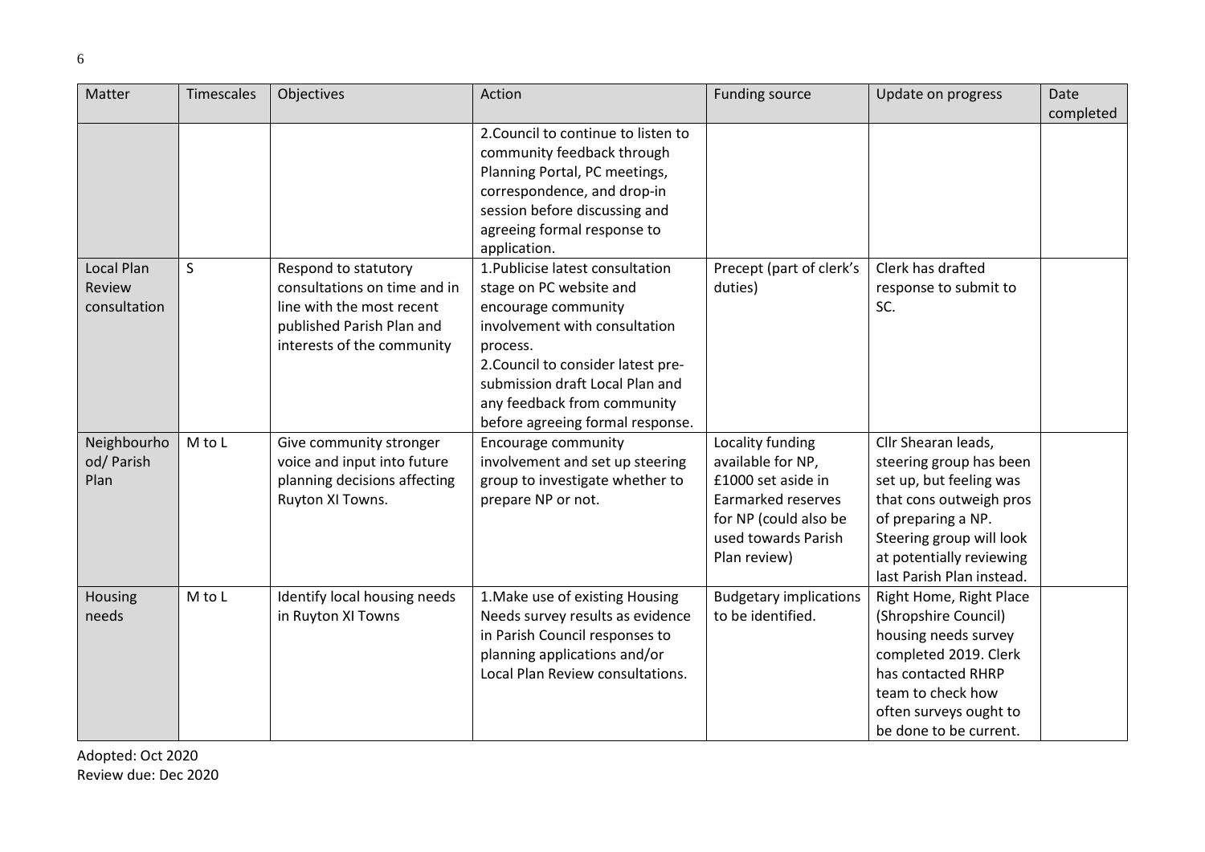| Matter | Timescales | Objectives | Action | Funding source | Update on progress | Date completed |
|---|---|---|---|---|---|---|
| | | | 2.Council to continue to listen to community feedback through Planning Portal, PC meetings, correspondence, and drop-in session before discussing and agreeing formal response to application. | | | |
| Local Plan Review consultation | S | Respond to statutory consultations on time and in line with the most recent published Parish Plan and interests of the community | 1.Publicise latest consultation stage on PC website and encourage community involvement with consultation process.<br>2.Council to consider latest pre-submission draft Local Plan and any feedback from community before agreeing formal response. | Precept (part of clerk's duties) | Clerk has drafted response to submit to SC. | |
| Neighbourhood/ Parish Plan | M to L | Give community stronger voice and input into future planning decisions affecting Ruyton XI Towns. | Encourage community involvement and set up steering group to investigate whether to prepare NP or not. | Locality funding available for NP, £1000 set aside in Earmarked reserves for NP (could also be used towards Parish Plan review) | Cllr Shearan leads, steering group has been set up, but feeling was that cons outweigh pros of preparing a NP. Steering group will look at potentially reviewing last Parish Plan instead. | |
| Housing needs | M to L | Identify local housing needs in Ruyton XI Towns | 1.Make use of existing Housing Needs survey results as evidence in Parish Council responses to planning applications and/or Local Plan Review consultations. | Budgetary implications to be identified. | Right Home, Right Place (Shropshire Council) housing needs survey completed 2019. Clerk has contacted RHRP team to check how often surveys ought to be done to be current. | |

Adopted: Oct 2020
Review due: Dec 2020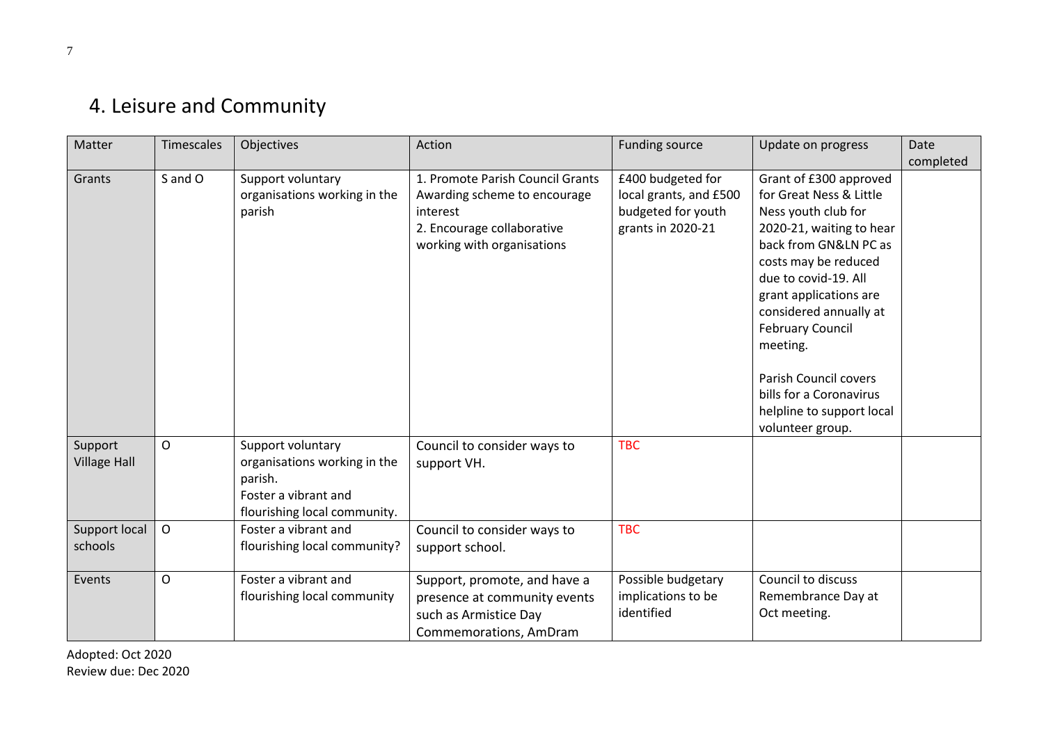## 4. Leisure and Community

| Matter | Timescales | Objectives | Action | Funding source | Update on progress | Date completed |
|---|---|---|---|---|---|---|
| Grants | S and O | Support voluntary organisations working in the parish | 1. Promote Parish Council Grants Awarding scheme to encourage interest<br>2. Encourage collaborative working with organisations | £400 budgeted for local grants, and £500 budgeted for youth grants in 2020-21 | Grant of £300 approved for Great Ness & Little Ness youth club for 2020-21, waiting to hear back from GN&LN PC as costs may be reduced due to covid-19. All grant applications are considered annually at February Council meeting.<br><br>Parish Council covers bills for a Coronavirus helpline to support local volunteer group. | |
| Support Village Hall | O | Support voluntary organisations working in the parish.<br>Foster a vibrant and flourishing local community. | Council to consider ways to support VH. | TBC | | |
| Support local schools | O | Foster a vibrant and flourishing local community? | Council to consider ways to support school. | TBC | | |
| Events | O | Foster a vibrant and flourishing local community | Support, promote, and have a presence at community events such as Armistice Day Commemorations, AmDram | Possible budgetary implications to be identified | Council to discuss Remembrance Day at Oct meeting. | |

Adopted: Oct 2020
Review due: Dec 2020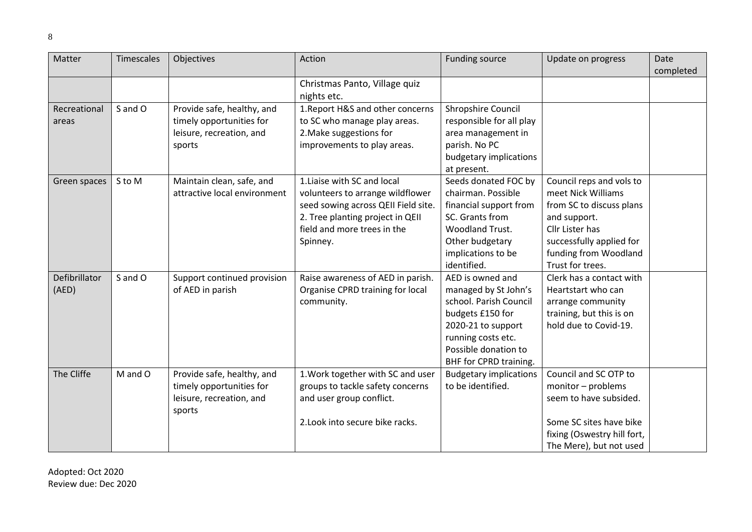| Matter | Timescales | Objectives | Action | Funding source | Update on progress | Date completed |
|---|---|---|---|---|---|---|
| | | | Christmas Panto, Village quiz nights etc. | | | |
| Recreational areas | S and O | Provide safe, healthy, and timely opportunities for leisure, recreation, and sports | 1.Report H&S and other concerns to SC who manage play areas.<br>2.Make suggestions for improvements to play areas. | Shropshire Council responsible for all play area management in parish. No PC budgetary implications at present. | | |
| Green spaces | S to M | Maintain clean, safe, and attractive local environment | 1.Liaise with SC and local volunteers to arrange wildflower seed sowing across QEII Field site.<br>2. Tree planting project in QEII field and more trees in the Spinney. | Seeds donated FOC by chairman. Possible financial support from SC. Grants from Woodland Trust. Other budgetary implications to be identified. | Council reps and vols to meet Nick Williams from SC to discuss plans and support.<br>Cllr Lister has successfully applied for funding from Woodland Trust for trees. | |
| Defibrillator (AED) | S and O | Support continued provision of AED in parish | Raise awareness of AED in parish. Organise CPRD training for local community. | AED is owned and managed by St John's school. Parish Council budgets £150 for 2020-21 to support running costs etc. Possible donation to BHF for CPRD training. | Clerk has a contact with Heartstart who can arrange community training, but this is on hold due to Covid-19. | |
| The Cliffe | M and O | Provide safe, healthy, and timely opportunities for leisure, recreation, and sports | 1.Work together with SC and user groups to tackle safety concerns and user group conflict.<br><br>2.Look into secure bike racks. | Budgetary implications to be identified. | Council and SC OTP to monitor – problems seem to have subsided.<br><br>Some SC sites have bike fixing (Oswestry hill fort, The Mere), but not used | |

Adopted: Oct 2020
Review due: Dec 2020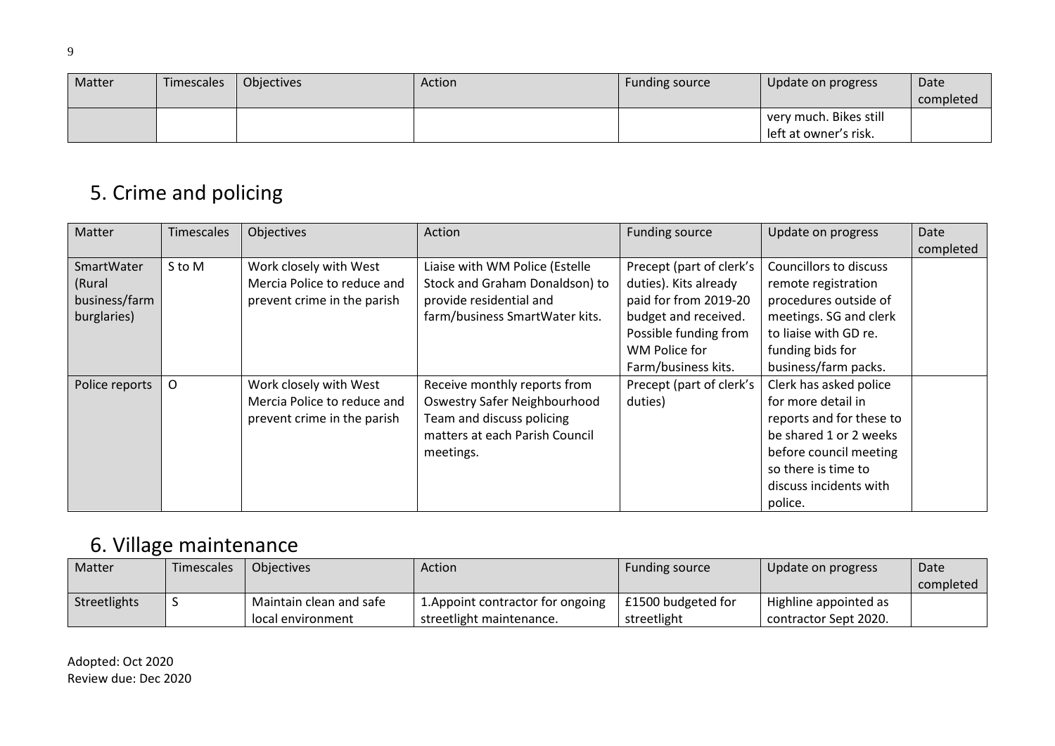| Matter | Timescales | Objectives | Action | Funding source | Update on progress | Date completed |
|---|---|---|---|---|---|---|
| | | | | | very much. Bikes still left at owner's risk. | |

## 5. Crime and policing

| Matter | Timescales | Objectives | Action | Funding source | Update on progress | Date completed |
|---|---|---|---|---|---|---|
| SmartWater (Rural business/farm burglaries) | S to M | Work closely with West Mercia Police to reduce and prevent crime in the parish | Liaise with WM Police (Estelle Stock and Graham Donaldson) to provide residential and farm/business SmartWater kits. | Precept (part of clerk's duties). Kits already paid for from 2019-20 budget and received. Possible funding from WM Police for Farm/business kits. | Councillors to discuss remote registration procedures outside of meetings. SG and clerk to liaise with GD re. funding bids for business/farm packs. | |
| Police reports | O | Work closely with West Mercia Police to reduce and prevent crime in the parish | Receive monthly reports from Oswestry Safer Neighbourhood Team and discuss policing matters at each Parish Council meetings. | Precept (part of clerk's duties) | Clerk has asked police for more detail in reports and for these to be shared 1 or 2 weeks before council meeting so there is time to discuss incidents with police. | |

## 6. Village maintenance

| Matter | Timescales | Objectives | Action | Funding source | Update on progress | Date completed |
|---|---|---|---|---|---|---|
| Streetlights | S | Maintain clean and safe local environment | 1.Appoint contractor for ongoing streetlight maintenance. | £1500 budgeted for streetlight | Highline appointed as contractor Sept 2020. | |

Adopted: Oct 2020
Review due: Dec 2020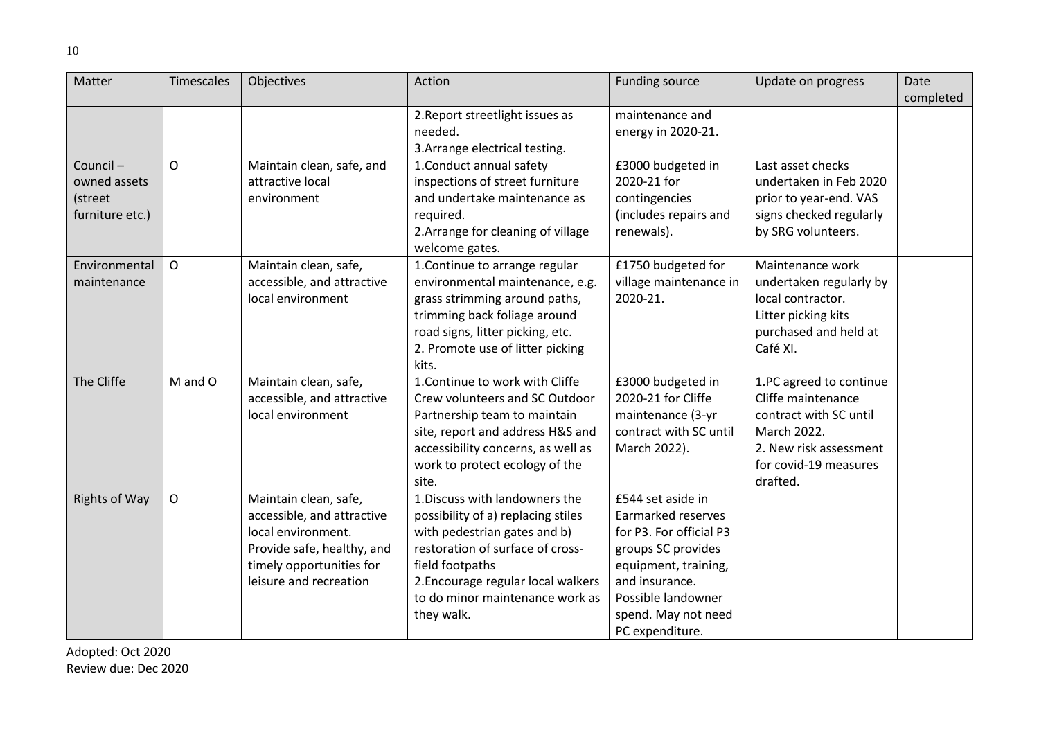| Matter | Timescales | Objectives | Action | Funding source | Update on progress | Date completed |
|---|---|---|---|---|---|---|
| | | | 2.Report streetlight issues as needed.<br>3.Arrange electrical testing. | maintenance and energy in 2020-21. | | |
| Council – owned assets (street furniture etc.) | O | Maintain clean, safe, and attractive local environment | 1.Conduct annual safety inspections of street furniture and undertake maintenance as required.<br>2.Arrange for cleaning of village welcome gates. | £3000 budgeted in 2020-21 for contingencies (includes repairs and renewals). | Last asset checks undertaken in Feb 2020 prior to year-end. VAS signs checked regularly by SRG volunteers. | |
| Environmental maintenance | O | Maintain clean, safe, accessible, and attractive local environment | 1.Continue to arrange regular environmental maintenance, e.g. grass strimming around paths, trimming back foliage around road signs, litter picking, etc.<br>2. Promote use of litter picking kits. | £1750 budgeted for village maintenance in 2020-21. | Maintenance work undertaken regularly by local contractor.<br>Litter picking kits purchased and held at Café XI. | |
| The Cliffe | M and O | Maintain clean, safe, accessible, and attractive local environment | 1.Continue to work with Cliffe Crew volunteers and SC Outdoor Partnership team to maintain site, report and address H&S and accessibility concerns, as well as work to protect ecology of the site. | £3000 budgeted in 2020-21 for Cliffe maintenance (3-yr contract with SC until March 2022). | 1.PC agreed to continue Cliffe maintenance contract with SC until March 2022.<br>2. New risk assessment for covid-19 measures drafted. | |
| Rights of Way | O | Maintain clean, safe, accessible, and attractive local environment.<br>Provide safe, healthy, and timely opportunities for leisure and recreation | 1.Discuss with landowners the possibility of a) replacing stiles with pedestrian gates and b) restoration of surface of cross-field footpaths<br>2.Encourage regular local walkers to do minor maintenance work as they walk. | £544 set aside in Earmarked reserves for P3. For official P3 groups SC provides equipment, training, and insurance. Possible landowner spend. May not need PC expenditure. | | |

Adopted: Oct 2020
Review due: Dec 2020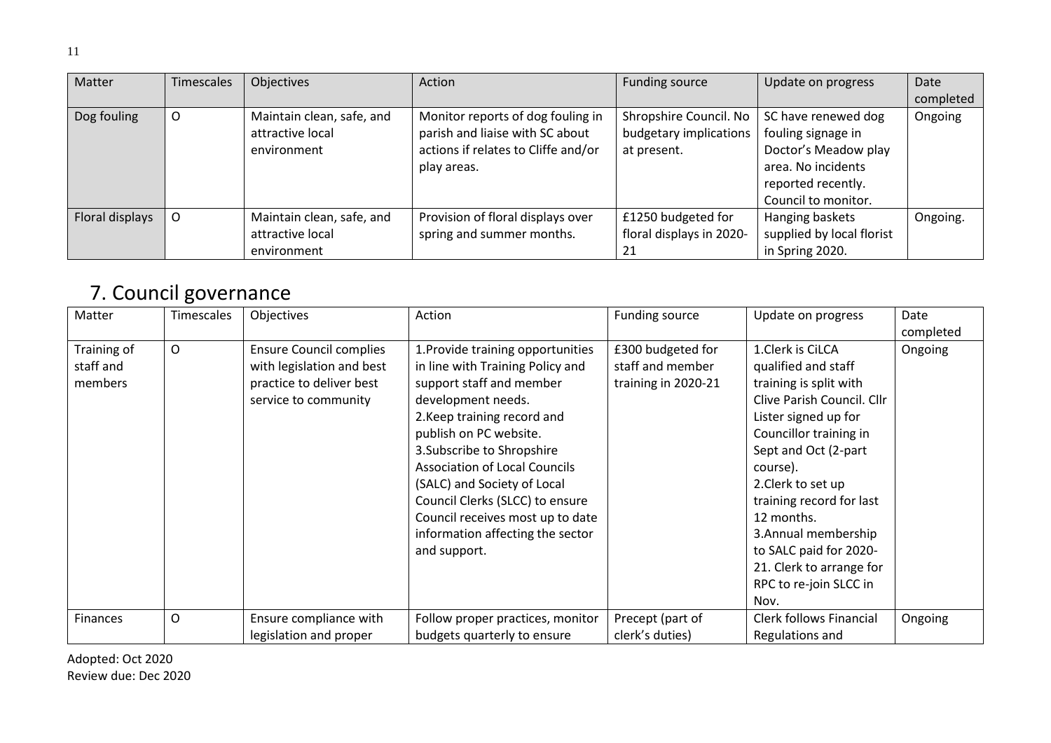| Matter | Timescales | Objectives | Action | Funding source | Update on progress | Date completed |
|---|---|---|---|---|---|---|
| Dog fouling | O | Maintain clean, safe, and attractive local environment | Monitor reports of dog fouling in parish and liaise with SC about actions if relates to Cliffe and/or play areas. | Shropshire Council. No budgetary implications at present. | SC have renewed dog fouling signage in Doctor's Meadow play area. No incidents reported recently. Council to monitor. | Ongoing |
| Floral displays | O | Maintain clean, safe, and attractive local environment | Provision of floral displays over spring and summer months. | £1250 budgeted for floral displays in 2020-21 | Hanging baskets supplied by local florist in Spring 2020. | Ongoing. |

## 7. Council governance

| Matter | Timescales | Objectives | Action | Funding source | Update on progress | Date completed |
|---|---|---|---|---|---|---|
| Training of staff and members | O | Ensure Council complies with legislation and best practice to deliver best service to community | 1.Provide training opportunities in line with Training Policy and support staff and member development needs. 2.Keep training record and publish on PC website. 3.Subscribe to Shropshire Association of Local Councils (SALC) and Society of Local Council Clerks (SLCC) to ensure Council receives most up to date information affecting the sector and support. | £300 budgeted for staff and member training in 2020-21 | 1.Clerk is CiLCA qualified and staff training is split with Clive Parish Council. Cllr Lister signed up for Councillor training in Sept and Oct (2-part course). 2.Clerk to set up training record for last 12 months. 3.Annual membership to SALC paid for 2020-21. Clerk to arrange for RPC to re-join SLCC in Nov. | Ongoing |
| Finances | O | Ensure compliance with legislation and proper | Follow proper practices, monitor budgets quarterly to ensure | Precept (part of clerk's duties) | Clerk follows Financial Regulations and | Ongoing |

Adopted: Oct 2020
Review due: Dec 2020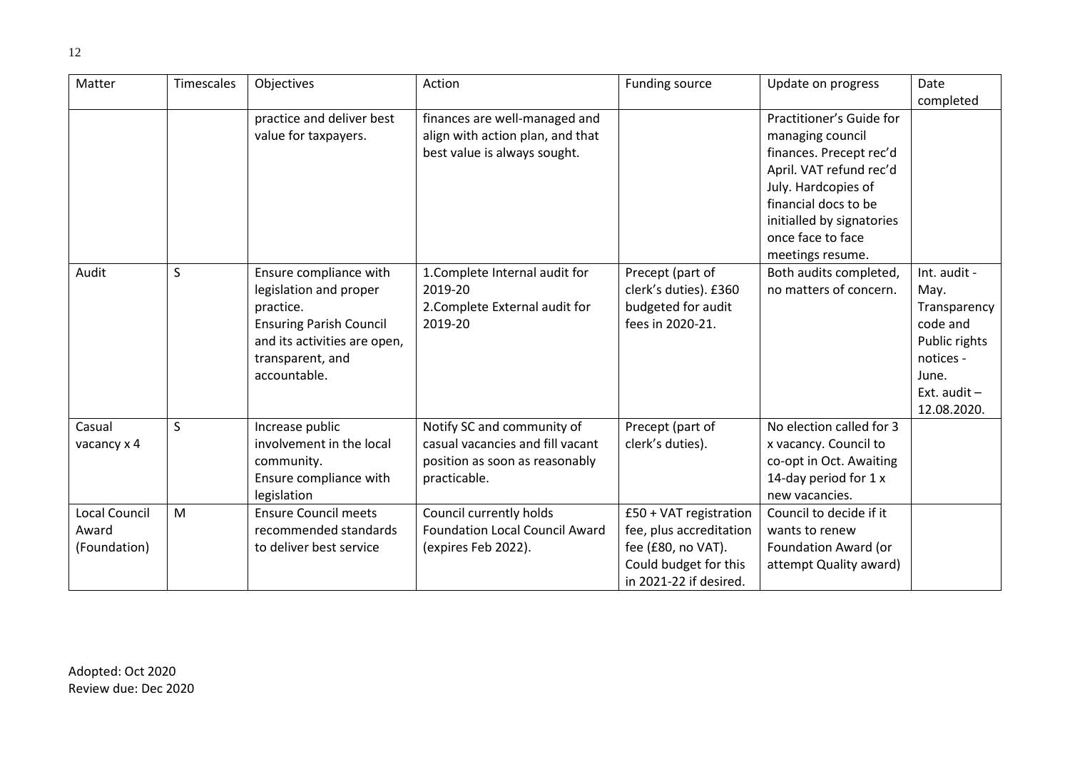| Matter | Timescales | Objectives | Action | Funding source | Update on progress | Date completed |
|---|---|---|---|---|---|---|
| | | practice and deliver best value for taxpayers. | finances are well-managed and align with action plan, and that best value is always sought. | | Practitioner's Guide for managing council finances. Precept rec'd April. VAT refund rec'd July. Hardcopies of financial docs to be initialled by signatories once face to face meetings resume. | |
| Audit | S | Ensure compliance with legislation and proper practice.<br>Ensuring Parish Council and its activities are open, transparent, and accountable. | 1.Complete Internal audit for 2019-20<br>2.Complete External audit for 2019-20 | Precept (part of clerk's duties). £360 budgeted for audit fees in 2020-21. | Both audits completed, no matters of concern. | Int. audit - May.<br>Transparency code and Public rights notices - June.<br>Ext. audit – 12.08.2020. |
| Casual vacancy x 4 | S | Increase public involvement in the local community.<br>Ensure compliance with legislation | Notify SC and community of casual vacancies and fill vacant position as soon as reasonably practicable. | Precept (part of clerk's duties). | No election called for 3 x vacancy. Council to co-opt in Oct. Awaiting 14-day period for 1 x new vacancies. | |
| Local Council Award (Foundation) | M | Ensure Council meets recommended standards to deliver best service | Council currently holds Foundation Local Council Award (expires Feb 2022). | £50 + VAT registration fee, plus accreditation fee (£80, no VAT). Could budget for this in 2021-22 if desired. | Council to decide if it wants to renew Foundation Award (or attempt Quality award) | |

Adopted: Oct 2020
Review due: Dec 2020